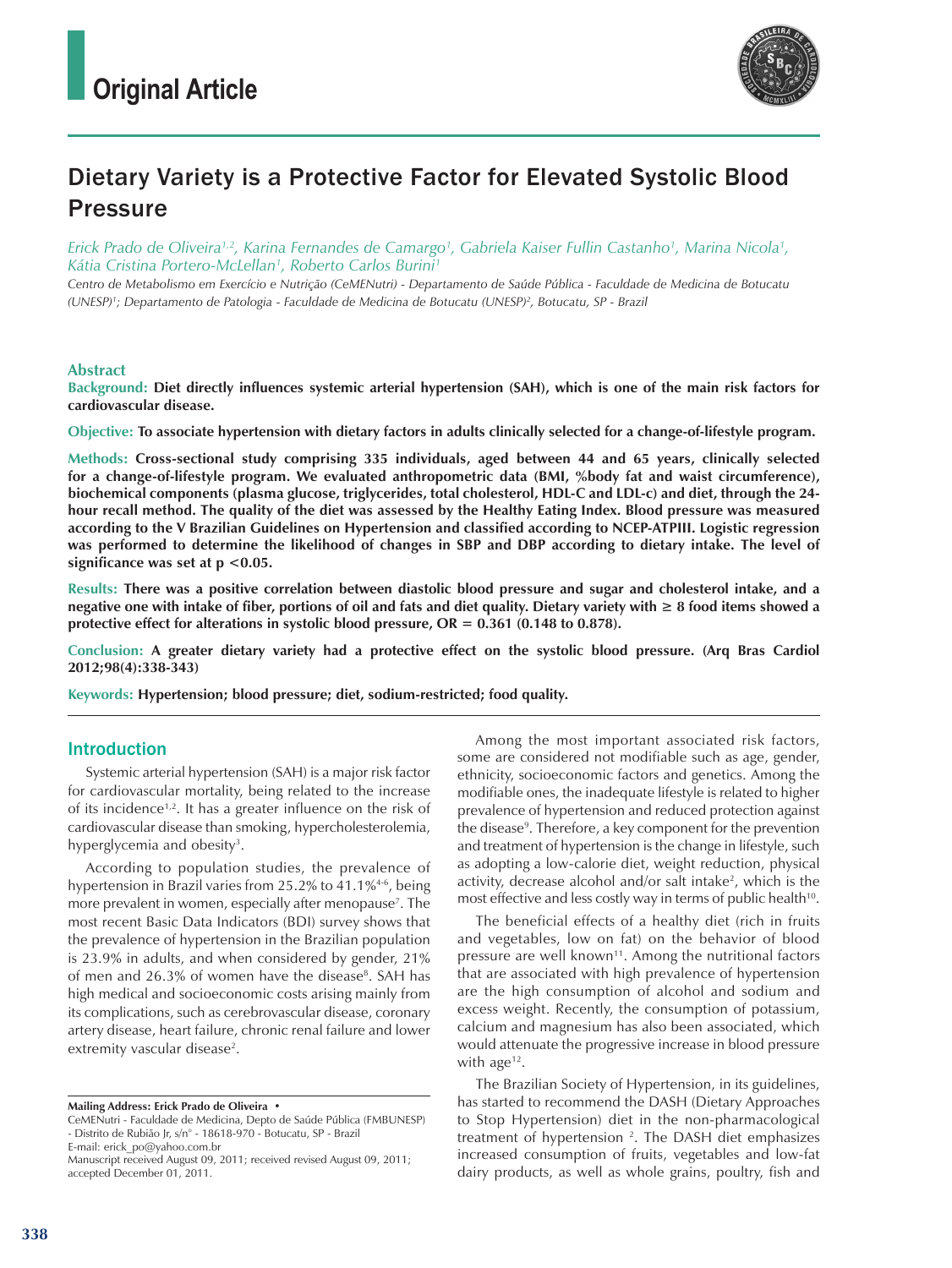# Original Article

## Dietary Variety is a Protective Factor for Elevated Systolic Blood Pressure

*Erick Prado de Oliveira[1,2], Karina Fernandes de Camargo[1], Gabriela Kaiser Fullin Castanho[1], Marina Nicola[1], Kátia Cristina Portero-McLellan[1], Roberto Carlos Burini[1]*

*Centro de Metabolismo em Exercício e Nutrição (CeMENutri) - Departamento de Saúde Pública - Faculdade de Medicina de Botucatu (UNESP)[1]; Departamento de Patologia - Faculdade de Medicina de Botucatu (UNESP)[2], Botucatu, SP - Brazil*

### Abstract

**Background:** **Diet directly influences systemic arterial hypertension (SAH), which is one of the main risk factors for cardiovascular disease.**

**Objective:** **To associate hypertension with dietary factors in adults clinically selected for a change-of-lifestyle program.**

**Methods:** **Cross-sectional study comprising 335 individuals, aged between 44 and 65 years, clinically selected for a change-of-lifestyle program. We evaluated anthropometric data (BMI, %body fat and waist circumference), biochemical components (plasma glucose, triglycerides, total cholesterol, HDL-C and LDL-c) and diet, through the 24-hour recall method. The quality of the diet was assessed by the Healthy Eating Index. Blood pressure was measured according to the V Brazilian Guidelines on Hypertension and classified according to NCEP-ATPIII. Logistic regression was performed to determine the likelihood of changes in SBP and DBP according to dietary intake. The level of significance was set at $p < 0.05$.**

**Results:** **There was a positive correlation between diastolic blood pressure and sugar and cholesterol intake, and a negative one with intake of fiber, portions of oil and fats and diet quality. Dietary variety with ≥ 8 food items showed a protective effect for alterations in systolic blood pressure, OR = 0.361 (0.148 to 0.878).**

**Conclusion:** **A greater dietary variety had a protective effect on the systolic blood pressure. (Arq Bras Cardiol 2012;98(4):338-343)**

**Keywords:** **Hypertension; blood pressure; diet, sodium-restricted; food quality.**

### Introduction

Systemic arterial hypertension (SAH) is a major risk factor for cardiovascular mortality, being related to the increase of its incidence[1,2]. It has a greater influence on the risk of cardiovascular disease than smoking, hypercholesterolemia, hyperglycemia and obesity[3].

According to population studies, the prevalence of hypertension in Brazil varies from 25.2% to 41.1%[4-6], being more prevalent in women, especially after menopause[7]. The most recent Basic Data Indicators (BDI) survey shows that the prevalence of hypertension in the Brazilian population is 23.9% in adults, and when considered by gender, 21% of men and 26.3% of women have the disease[8]. SAH has high medical and socioeconomic costs arising mainly from its complications, such as cerebrovascular disease, coronary artery disease, heart failure, chronic renal failure and lower extremity vascular disease[2].

Among the most important associated risk factors, some are considered not modifiable such as age, gender, ethnicity, socioeconomic factors and genetics. Among the modifiable ones, the inadequate lifestyle is related to higher prevalence of hypertension and reduced protection against the disease[9]. Therefore, a key component for the prevention and treatment of hypertension is the change in lifestyle, such as adopting a low-calorie diet, weight reduction, physical activity, decrease alcohol and/or salt intake[2], which is the most effective and less costly way in terms of public health[10].

The beneficial effects of a healthy diet (rich in fruits and vegetables, low on fat) on the behavior of blood pressure are well known[11]. Among the nutritional factors that are associated with high prevalence of hypertension are the high consumption of alcohol and sodium and excess weight. Recently, the consumption of potassium, calcium and magnesium has also been associated, which would attenuate the progressive increase in blood pressure with age[12].

The Brazilian Society of Hypertension, in its guidelines, has started to recommend the DASH (Dietary Approaches to Stop Hypertension) diet in the non-pharmacological treatment of hypertension [2]. The DASH diet emphasizes increased consumption of fruits, vegetables and low-fat dairy products, as well as whole grains, poultry, fish and

---

**Mailing Address: Erick Prado de Oliveira •**
CeMENutri - Faculdade de Medicina, Depto de Saúde Pública (FMBUNESP) - Distrito de Rubião Jr, s/n° - 18618-970 - Botucatu, SP - Brazil
E-mail: erick_po@yahoo.com.br
Manuscript received August 09, 2011; received revised August 09, 2011; accepted December 01, 2011.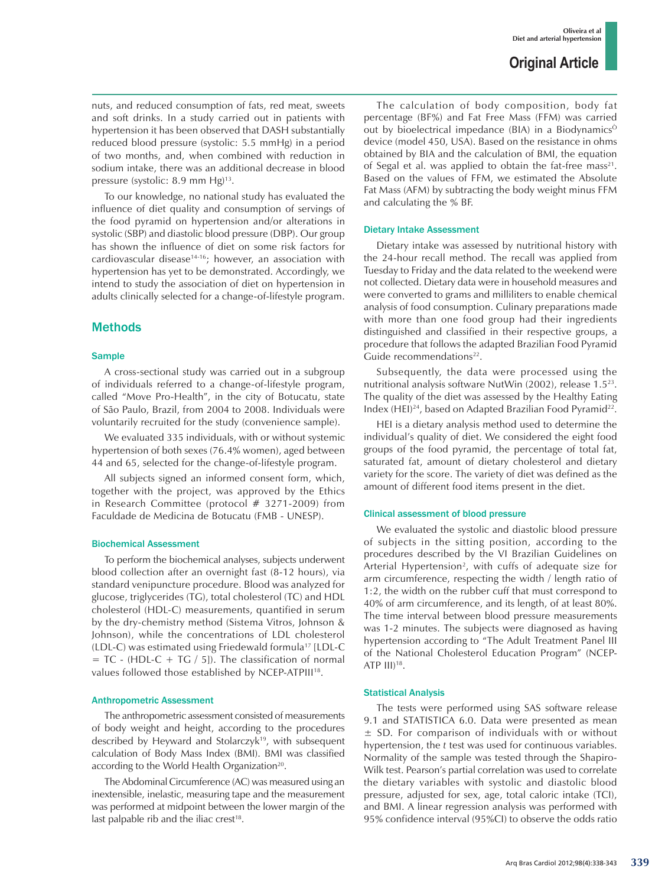nuts, and reduced consumption of fats, red meat, sweets and soft drinks. In a study carried out in patients with hypertension it has been observed that DASH substantially reduced blood pressure (systolic: 5.5 mmHg) in a period of two months, and, when combined with reduction in sodium intake, there was an additional decrease in blood pressure (systolic: 8.9 mm Hg)[13].

To our knowledge, no national study has evaluated the influence of diet quality and consumption of servings of the food pyramid on hypertension and/or alterations in systolic (SBP) and diastolic blood pressure (DBP). Our group has shown the influence of diet on some risk factors for cardiovascular disease[14-16]; however, an association with hypertension has yet to be demonstrated. Accordingly, we intend to study the association of diet on hypertension in adults clinically selected for a change-of-lifestyle program.

## Methods

### Sample

A cross-sectional study was carried out in a subgroup of individuals referred to a change-of-lifestyle program, called "Move Pro-Health", in the city of Botucatu, state of São Paulo, Brazil, from 2004 to 2008. Individuals were voluntarily recruited for the study (convenience sample).

We evaluated 335 individuals, with or without systemic hypertension of both sexes (76.4% women), aged between 44 and 65, selected for the change-of-lifestyle program.

All subjects signed an informed consent form, which, together with the project, was approved by the Ethics in Research Committee (protocol # 3271-2009) from Faculdade de Medicina de Botucatu (FMB - UNESP).

### Biochemical Assessment

To perform the biochemical analyses, subjects underwent blood collection after an overnight fast (8-12 hours), via standard venipuncture procedure. Blood was analyzed for glucose, triglycerides (TG), total cholesterol (TC) and HDL cholesterol (HDL-C) measurements, quantified in serum by the dry-chemistry method (Sistema Vitros, Johnson & Johnson), while the concentrations of LDL cholesterol (LDL-C) was estimated using Friedewald formula[17] [LDL-C = TC - (HDL-C + TG / 5)]. The classification of normal values followed those established by NCEP-ATPIII[18].

### Anthropometric Assessment

The anthropometric assessment consisted of measurements of body weight and height, according to the procedures described by Heyward and Stolarczyk[19], with subsequent calculation of Body Mass Index (BMI). BMI was classified according to the World Health Organization[20].

The Abdominal Circumference (AC) was measured using an inextensible, inelastic, measuring tape and the measurement was performed at midpoint between the lower margin of the last palpable rib and the iliac crest[18].

The calculation of body composition, body fat percentage (BF%) and Fat Free Mass (FFM) was carried out by bioelectrical impedance (BIA) in a Biodynamics® device (model 450, USA). Based on the resistance in ohms obtained by BIA and the calculation of BMI, the equation of Segal et al. was applied to obtain the fat-free mass[21]. Based on the values of FFM, we estimated the Absolute Fat Mass (AFM) by subtracting the body weight minus FFM and calculating the % BF.

### Dietary Intake Assessment

Dietary intake was assessed by nutritional history with the 24-hour recall method. The recall was applied from Tuesday to Friday and the data related to the weekend were not collected. Dietary data were in household measures and were converted to grams and milliliters to enable chemical analysis of food consumption. Culinary preparations made with more than one food group had their ingredients distinguished and classified in their respective groups, a procedure that follows the adapted Brazilian Food Pyramid Guide recommendations[22].

Subsequently, the data were processed using the nutritional analysis software NutWin (2002), release 1.5[23]. The quality of the diet was assessed by the Healthy Eating Index (HEI)[24], based on Adapted Brazilian Food Pyramid[22].

HEI is a dietary analysis method used to determine the individual's quality of diet. We considered the eight food groups of the food pyramid, the percentage of total fat, saturated fat, amount of dietary cholesterol and dietary variety for the score. The variety of diet was defined as the amount of different food items present in the diet.

### Clinical assessment of blood pressure

We evaluated the systolic and diastolic blood pressure of subjects in the sitting position, according to the procedures described by the VI Brazilian Guidelines on Arterial Hypertension[2], with cuffs of adequate size for arm circumference, respecting the width / length ratio of 1:2, the width on the rubber cuff that must correspond to 40% of arm circumference, and its length, of at least 80%. The time interval between blood pressure measurements was 1-2 minutes. The subjects were diagnosed as having hypertension according to "The Adult Treatment Panel III of the National Cholesterol Education Program" (NCEP-ATP III)[18].

### Statistical Analysis

The tests were performed using SAS software release 9.1 and STATISTICA 6.0. Data were presented as mean ± SD. For comparison of individuals with or without hypertension, the *t* test was used for continuous variables. Normality of the sample was tested through the Shapiro-Wilk test. Pearson's partial correlation was used to correlate the dietary variables with systolic and diastolic blood pressure, adjusted for sex, age, total caloric intake (TCI), and BMI. A linear regression analysis was performed with 95% confidence interval (95%CI) to observe the odds ratio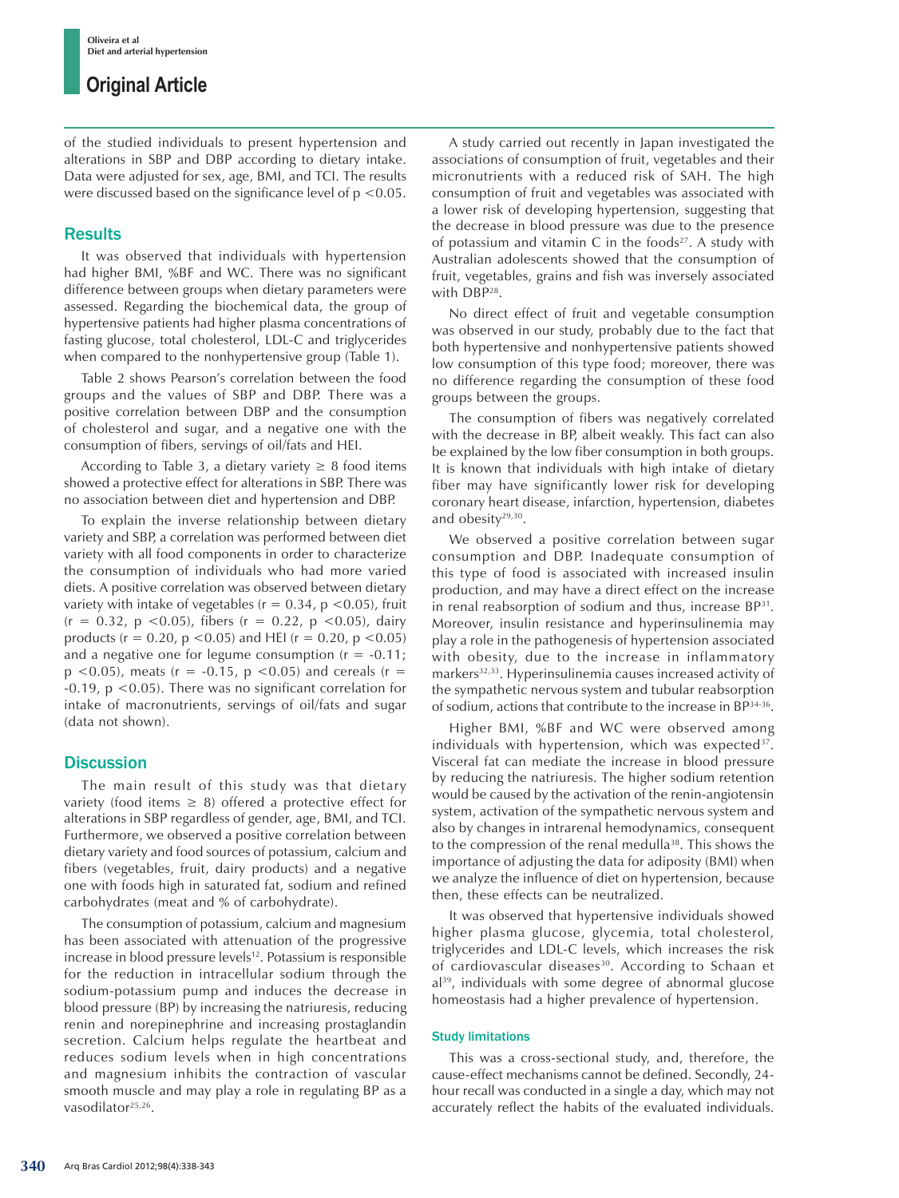of the studied individuals to present hypertension and alterations in SBP and DBP according to dietary intake. Data were adjusted for sex, age, BMI, and TCI. The results were discussed based on the significance level of $p < 0.05$.

## Results

It was observed that individuals with hypertension had higher BMI, %BF and WC. There was no significant difference between groups when dietary parameters were assessed. Regarding the biochemical data, the group of hypertensive patients had higher plasma concentrations of fasting glucose, total cholesterol, LDL-C and triglycerides when compared to the nonhypertensive group (Table 1).

Table 2 shows Pearson's correlation between the food groups and the values of SBP and DBP. There was a positive correlation between DBP and the consumption of cholesterol and sugar, and a negative one with the consumption of fibers, servings of oil/fats and HEI.

According to Table 3, a dietary variety $\geq$ 8 food items showed a protective effect for alterations in SBP. There was no association between diet and hypertension and DBP.

To explain the inverse relationship between dietary variety and SBP, a correlation was performed between diet variety with all food components in order to characterize the consumption of individuals who had more varied diets. A positive correlation was observed between dietary variety with intake of vegetables ($r = 0.34$, $p < 0.05$), fruit ($r = 0.32$, $p < 0.05$), fibers ($r = 0.22$, $p < 0.05$), dairy products ($r = 0.20$, $p < 0.05$) and HEI ($r = 0.20$, $p < 0.05$) and a negative one for legume consumption ($r = -0.11$; $p < 0.05$), meats ($r = -0.15$, $p < 0.05$) and cereals ($r = -0.19$, $p < 0.05$). There was no significant correlation for intake of macronutrients, servings of oil/fats and sugar (data not shown).

## Discussion

The main result of this study was that dietary variety (food items $\geq$ 8) offered a protective effect for alterations in SBP regardless of gender, age, BMI, and TCI. Furthermore, we observed a positive correlation between dietary variety and food sources of potassium, calcium and fibers (vegetables, fruit, dairy products) and a negative one with foods high in saturated fat, sodium and refined carbohydrates (meat and % of carbohydrate).

The consumption of potassium, calcium and magnesium has been associated with attenuation of the progressive increase in blood pressure levels[12]. Potassium is responsible for the reduction in intracellular sodium through the sodium-potassium pump and induces the decrease in blood pressure (BP) by increasing the natriuresis, reducing renin and norepinephrine and increasing prostaglandin secretion. Calcium helps regulate the heartbeat and reduces sodium levels when in high concentrations and magnesium inhibits the contraction of vascular smooth muscle and may play a role in regulating BP as a vasodilator[25,26].

A study carried out recently in Japan investigated the associations of consumption of fruit, vegetables and their micronutrients with a reduced risk of SAH. The high consumption of fruit and vegetables was associated with a lower risk of developing hypertension, suggesting that the decrease in blood pressure was due to the presence of potassium and vitamin C in the foods[27]. A study with Australian adolescents showed that the consumption of fruit, vegetables, grains and fish was inversely associated with DBP[28].

No direct effect of fruit and vegetable consumption was observed in our study, probably due to the fact that both hypertensive and nonhypertensive patients showed low consumption of this type food; moreover, there was no difference regarding the consumption of these food groups between the groups.

The consumption of fibers was negatively correlated with the decrease in BP, albeit weakly. This fact can also be explained by the low fiber consumption in both groups. It is known that individuals with high intake of dietary fiber may have significantly lower risk for developing coronary heart disease, infarction, hypertension, diabetes and obesity[29,30].

We observed a positive correlation between sugar consumption and DBP. Inadequate consumption of this type of food is associated with increased insulin production, and may have a direct effect on the increase in renal reabsorption of sodium and thus, increase BP[31]. Moreover, insulin resistance and hyperinsulinemia may play a role in the pathogenesis of hypertension associated with obesity, due to the increase in inflammatory markers[32,33]. Hyperinsulinemia causes increased activity of the sympathetic nervous system and tubular reabsorption of sodium, actions that contribute to the increase in BP[34-36].

Higher BMI, %BF and WC were observed among individuals with hypertension, which was expected[37]. Visceral fat can mediate the increase in blood pressure by reducing the natriuresis. The higher sodium retention would be caused by the activation of the renin-angiotensin system, activation of the sympathetic nervous system and also by changes in intrarenal hemodynamics, consequent to the compression of the renal medulla[38]. This shows the importance of adjusting the data for adiposity (BMI) when we analyze the influence of diet on hypertension, because then, these effects can be neutralized.

It was observed that hypertensive individuals showed higher plasma glucose, glycemia, total cholesterol, triglycerides and LDL-C levels, which increases the risk of cardiovascular diseases[30]. According to Schaan et al[39], individuals with some degree of abnormal glucose homeostasis had a higher prevalence of hypertension.

### Study limitations

This was a cross-sectional study, and, therefore, the cause-effect mechanisms cannot be defined. Secondly, 24-hour recall was conducted in a single a day, which may not accurately reflect the habits of the evaluated individuals.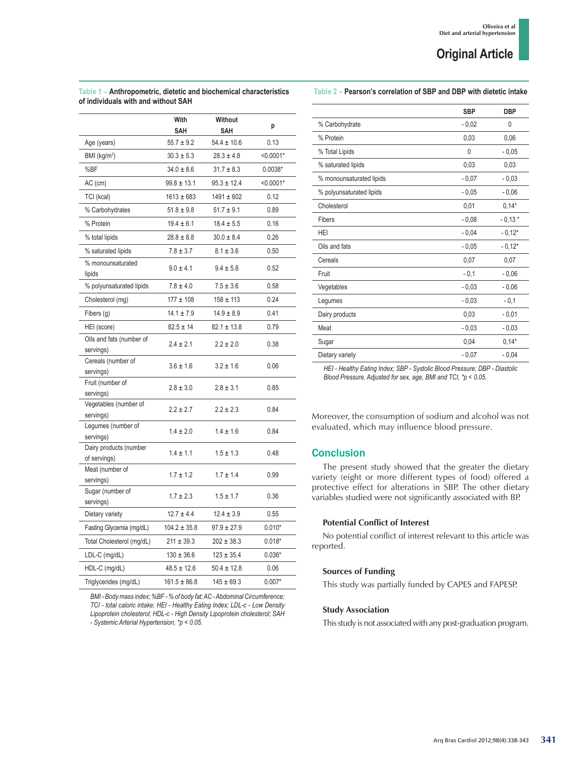**Table 1 – Anthropometric, dietetic and biochemical characteristics of individuals with and without SAH**

| | With SAH | Without SAH | p |
|---|---|---|---|
| Age (years) | 55.7 ± 9.2 | 54.4 ± 10.6 | 0.13 |
| BMI (kg/m$^2$) | 30.3 ± 5.3 | 28.3 ± 4.8 | <0.0001* |
| %BF | 34.0 ± 8.6 | 31.7 ± 8.3 | 0.0038* |
| AC (cm) | 99.8 ± 13.1 | 95.3 ± 12.4 | <0.0001* |
| TCI (kcal) | 1613 ± 683 | 1491 ± 602 | 0.12 |
| % Carbohydrates | 51.8 ± 9.8 | 51.7 ± 9.1 | 0.89 |
| % Protein | 19.4 ± 6.1 | 18.4 ± 5.5 | 0.16 |
| % total lipids | 28.8 ± 8.8 | 30.0 ± 8.4 | 0.26 |
| % saturated lipids | 7.8 ± 3.7 | 8.1 ± 3.6 | 0.50 |
| % monounsaturated lipids | 9.0 ± 4.1 | 9.4 ± 5.8 | 0.52 |
| % polyunsaturated lipids | 7.8 ± 4.0 | 7.5 ± 3.6 | 0.58 |
| Cholesterol (mg) | 177 ± 108 | 158 ± 113 | 0.24 |
| Fibers (g) | 14.1 ± 7.9 | 14.9 ± 8.9 | 0.41 |
| HEI (score) | 82.5 ± 14 | 82.1 ± 13.8 | 0.79 |
| Oils and fats (number of servings) | 2.4 ± 2.1 | 2.2 ± 2.0 | 0.38 |
| Cereals (number of servings) | 3.6 ± 1.6 | 3.2 ± 1.6 | 0.06 |
| Fruit (number of servings) | 2.8 ± 3.0 | 2.8 ± 3.1 | 0.85 |
| Vegetables (number of servings) | 2.2 ± 2.7 | 2.2 ± 2.3 | 0.84 |
| Legumes (number of servings) | 1.4 ± 2.0 | 1.4 ± 1.6 | 0.84 |
| Dairy products (number of servings) | 1.4 ± 1.1 | 1.5 ± 1.3 | 0.48 |
| Meat (number of servings) | 1.7 ± 1.2 | 1.7 ± 1.4 | 0.99 |
| Sugar (number of servings) | 1.7 ± 2.3 | 1.5 ± 1.7 | 0.36 |
| Dietary variety | 12.7 ± 4.4 | 12.4 ± 3.9 | 0.55 |
| Fasting Glycemia (mg/dL) | 104.2 ± 35.8 | 97.9 ± 27.9 | 0.010* |
| Total Cholesterol (mg/dL) | 211 ± 39.3 | 202 ± 38.3 | 0.018* |
| LDL-C (mg/dL) | 130 ± 36.6 | 123 ± 35.4 | 0.036* |
| HDL-C (mg/dL) | 48.5 ± 12.6 | 50.4 ± 12.8 | 0.06 |
| Triglycerides (mg/dL) | 161.5 ± 86.8 | 145 ± 69.3 | 0.007* |

*BMI - Body mass index; %BF - % of body fat; AC - Abdominal Circumference; TCI - total caloric intake; HEI - Healthy Eating Index; LDL-c - Low Density Lipoprotein cholesterol; HDL-c - High Density Lipoprotein cholesterol; SAH - Systemic Arterial Hypertension, *p < 0.05.*

**Table 2 – Pearson's correlation of SBP and DBP with dietetic intake**

| | SBP | DBP |
|---|---|---|
| % Carbohydrate | - 0,02 | 0 |
| % Protein | 0,03 | 0,06 |
| % Total Lipids | 0 | - 0,05 |
| % saturated lipids | 0,03 | 0,03 |
| % monounsaturated lipids | - 0,07 | - 0,03 |
| % polyunsaturated lipids | - 0,05 | - 0,06 |
| Cholesterol | 0,01 | 0,14* |
| Fibers | - 0,08 | - 0,13 * |
| HEI | - 0,04 | - 0,12* |
| Oils and fats | - 0,05 | - 0,12* |
| Cereals | 0,07 | 0,07 |
| Fruit | - 0,1 | - 0,06 |
| Vegetables | - 0,03 | - 0,06 |
| Legumes | - 0,03 | - 0,1 |
| Dairy products | 0,03 | - 0,01 |
| Meat | - 0,03 | - 0,03 |
| Sugar | 0,04 | 0,14* |
| Dietary variety | - 0,07 | - 0,04 |

*HEI - Healthy Eating Index; SBP - Systolic Blood Pressure; DBP - Diastolic Blood Pressure. Adjusted for sex, age, BMI and TCI, *p < 0.05.*

Moreover, the consumption of sodium and alcohol was not evaluated, which may influence blood pressure.

## Conclusion

The present study showed that the greater the dietary variety (eight or more different types of food) offered a protective effect for alterations in SBP. The other dietary variables studied were not significantly associated with BP.

### Potential Conflict of Interest

No potential conflict of interest relevant to this article was reported.

### Sources of Funding

This study was partially funded by CAPES and FAPESP.

### Study Association

This study is not associated with any post-graduation program.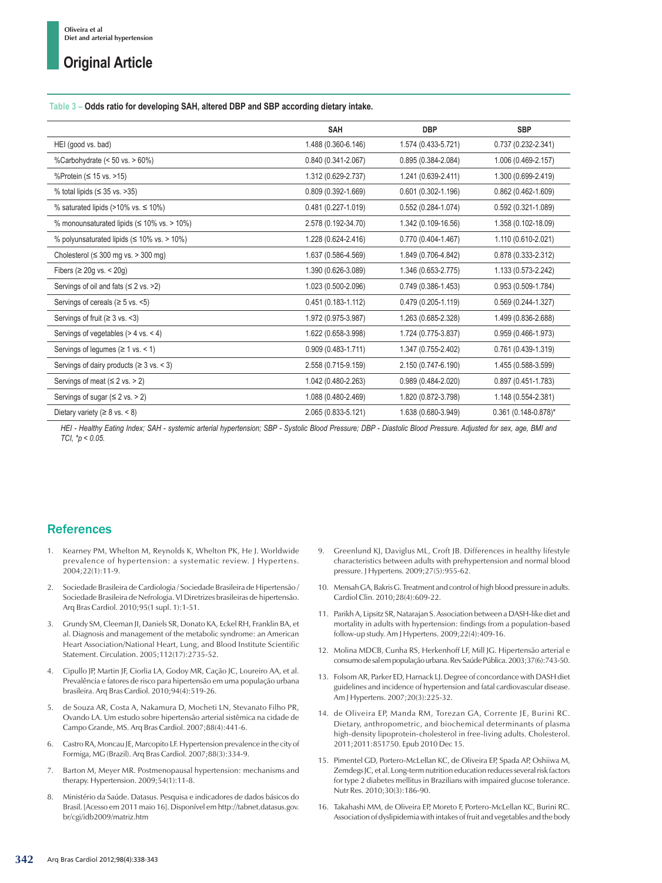**Table 3 – Odds ratio for developing SAH, altered DBP and SBP according dietary intake.**

| | SAH | DBP | SBP |
|---|---|---|---|
| HEI (good vs. bad) | 1.488 (0.360-6.146) | 1.574 (0.433-5.721) | 0.737 (0.232-2.341) |
| %Carbohydrate (< 50 vs. > 60%) | 0.840 (0.341-2.067) | 0.895 (0.384-2.084) | 1.006 (0.469-2.157) |
| %Protein (≤ 15 vs. >15) | 1.312 (0.629-2.737) | 1.241 (0.639-2.411) | 1.300 (0.699-2.419) |
| % total lipids (≤ 35 vs. >35) | 0.809 (0.392-1.669) | 0.601 (0.302-1.196) | 0.862 (0.462-1.609) |
| % saturated lipids (>10% vs. ≤ 10%) | 0.481 (0.227-1.019) | 0.552 (0.284-1.074) | 0.592 (0.321-1.089) |
| % monounsaturated lipids (≤ 10% vs. > 10%) | 2.578 (0.192-34.70) | 1.342 (0.109-16.56) | 1.358 (0.102-18.09) |
| % polyunsaturated lipids (≤ 10% vs. > 10%) | 1.228 (0.624-2.416) | 0.770 (0.404-1.467) | 1.110 (0.610-2.021) |
| Cholesterol (≤ 300 mg vs. > 300 mg) | 1.637 (0.586-4.569) | 1.849 (0.706-4.842) | 0.878 (0.333-2.312) |
| Fibers (≥ 20g vs. < 20g) | 1.390 (0.626-3.089) | 1.346 (0.653-2.775) | 1.133 (0.573-2.242) |
| Servings of oil and fats (≤ 2 vs. >2) | 1.023 (0.500-2.096) | 0.749 (0.386-1.453) | 0.953 (0.509-1.784) |
| Servings of cereals (≥ 5 vs. <5) | 0.451 (0.183-1.112) | 0.479 (0.205-1.119) | 0.569 (0.244-1.327) |
| Servings of fruit (≥ 3 vs. <3) | 1.972 (0.975-3.987) | 1.263 (0.685-2.328) | 1.499 (0.836-2.688) |
| Servings of vegetables (> 4 vs. < 4) | 1.622 (0.658-3.998) | 1.724 (0.775-3.837) | 0.959 (0.466-1.973) |
| Servings of legumes (≥ 1 vs. < 1) | 0.909 (0.483-1.711) | 1.347 (0.755-2.402) | 0.761 (0.439-1.319) |
| Servings of dairy products (≥ 3 vs. < 3) | 2.558 (0.715-9.159) | 2.150 (0.747-6.190) | 1.455 (0.588-3.599) |
| Servings of meat (≤ 2 vs. > 2) | 1.042 (0.480-2.263) | 0.989 (0.484-2.020) | 0.897 (0.451-1.783) |
| Servings of sugar (≤ 2 vs. > 2) | 1.088 (0.480-2.469) | 1.820 (0.872-3.798) | 1.148 (0.554-2.381) |
| Dietary variety (≥ 8 vs. < 8) | 2.065 (0.833-5.121) | 1.638 (0.680-3.949) | 0.361 (0.148-0.878)* |

*HEI - Healthy Eating Index; SAH - systemic arterial hypertension; SBP - Systolic Blood Pressure; DBP - Diastolic Blood Pressure. Adjusted for sex, age, BMI and TCI, *p < 0.05.*

## References

1. Kearney PM, Whelton M, Reynolds K, Whelton PK, He J. Worldwide prevalence of hypertension: a systematic review. J Hypertens. 2004;22(1):11-9.
2. Sociedade Brasileira de Cardiologia / Sociedade Brasileira de Hipertensão / Sociedade Brasileira de Nefrologia. VI Diretrizes brasileiras de hipertensão. Arq Bras Cardiol. 2010;95(1 supl. 1):1-51.
3. Grundy SM, Cleeman JI, Daniels SR, Donato KA, Eckel RH, Franklin BA, et al. Diagnosis and management of the metabolic syndrome: an American Heart Association/National Heart, Lung, and Blood Institute Scientific Statement. Circulation. 2005;112(17):2735-52.
4. Cipullo JP, Martin JF, Ciorlia LA, Godoy MR, Cação JC, Loureiro AA, et al. Prevalência e fatores de risco para hipertensão em uma população urbana brasileira. Arq Bras Cardiol. 2010;94(4):519-26.
5. de Souza AR, Costa A, Nakamura D, Mocheti LN, Stevanato Filho PR, Ovando LA. Um estudo sobre hipertensão arterial sistêmica na cidade de Campo Grande, MS. Arq Bras Cardiol. 2007;88(4):441-6.
6. Castro RA, Moncau JE, Marcopito LF. Hypertension prevalence in the city of Formiga, MG (Brazil). Arq Bras Cardiol. 2007;88(3):334-9.
7. Barton M, Meyer MR. Postmenopausal hypertension: mechanisms and therapy. Hypertension. 2009;54(1):11-8.
8. Ministério da Saúde. Datasus. Pesquisa e indicadores de dados básicos do Brasil. [Acesso em 2011 maio 16]. Disponível em http://tabnet.datasus.gov.br/cgi/idb2009/matriz.htm
9. Greenlund KJ, Daviglus ML, Croft JB. Differences in healthy lifestyle characteristics between adults with prehypertension and normal blood pressure. J Hypertens. 2009;27(5):955-62.
10. Mensah GA, Bakris G. Treatment and control of high blood pressure in adults. Cardiol Clin. 2010;28(4):609-22.
11. Parikh A, Lipsitz SR, Natarajan S. Association between a DASH-like diet and mortality in adults with hypertension: findings from a population-based follow-up study. Am J Hypertens. 2009;22(4):409-16.
12. Molina MDCB, Cunha RS, Herkenhoff LF, Mill JG. Hipertensão arterial e consumo de sal em população urbana. Rev Saúde Pública. 2003;37(6):743-50.
13. Folsom AR, Parker ED, Harnack LJ. Degree of concordance with DASH diet guidelines and incidence of hypertension and fatal cardiovascular disease. Am J Hypertens. 2007;20(3):225-32.
14. de Oliveira EP, Manda RM, Torezan GA, Corrente JE, Burini RC. Dietary, anthropometric, and biochemical determinants of plasma high-density lipoprotein-cholesterol in free-living adults. Cholesterol. 2011;2011:851750. Epub 2010 Dec 15.
15. Pimentel GD, Portero-McLellan KC, de Oliveira EP, Spada AP, Oshiiwa M, Zemdegs JC, et al. Long-term nutrition education reduces several risk factors for type 2 diabetes mellitus in Brazilians with impaired glucose tolerance. Nutr Res. 2010;30(3):186-90.
16. Takahashi MM, de Oliveira EP, Moreto F, Portero-McLellan KC, Burini RC. Association of dyslipidemia with intakes of fruit and vegetables and the body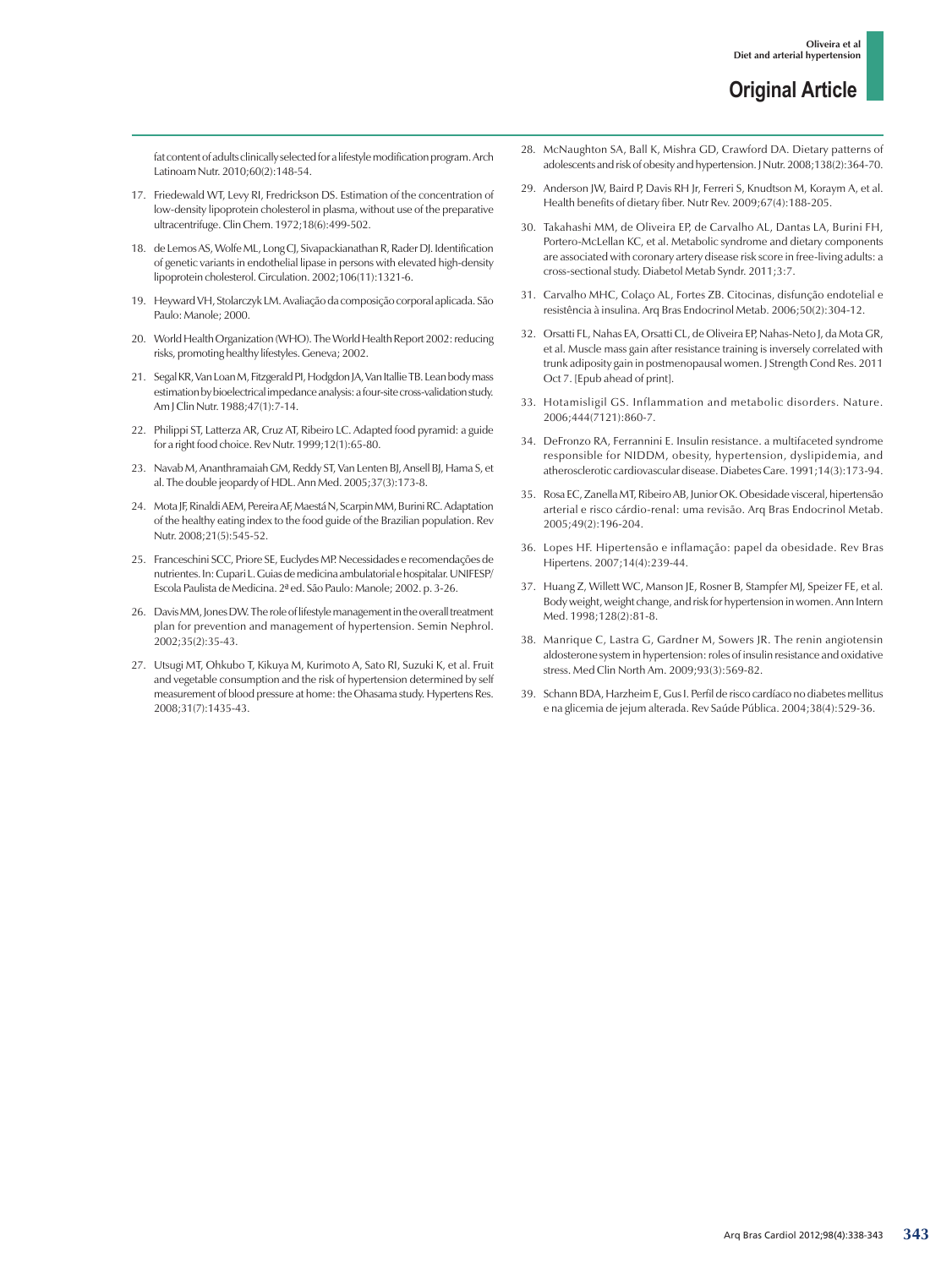fat content of adults clinically selected for a lifestyle modification program. Arch Latinoam Nutr. 2010;60(2):148-54.

17. Friedewald WT, Levy RI, Fredrickson DS. Estimation of the concentration of low-density lipoprotein cholesterol in plasma, without use of the preparative ultracentrifuge. Clin Chem. 1972;18(6):499-502.

18. de Lemos AS, Wolfe ML, Long CJ, Sivapackianathan R, Rader DJ. Identification of genetic variants in endothelial lipase in persons with elevated high-density lipoprotein cholesterol. Circulation. 2002;106(11):1321-6.

19. Heyward VH, Stolarczyk LM. Avaliação da composição corporal aplicada. São Paulo: Manole; 2000.

20. World Health Organization (WHO). The World Health Report 2002: reducing risks, promoting healthy lifestyles. Geneva; 2002.

21. Segal KR, Van Loan M, Fitzgerald PI, Hodgdon JA, Van Itallie TB. Lean body mass estimation by bioelectrical impedance analysis: a four-site cross-validation study. Am J Clin Nutr. 1988;47(1):7-14.

22. Philippi ST, Latterza AR, Cruz AT, Ribeiro LC. Adapted food pyramid: a guide for a right food choice. Rev Nutr. 1999;12(1):65-80.

23. Navab M, Ananthramaiah GM, Reddy ST, Van Lenten BJ, Ansell BJ, Hama S, et al. The double jeopardy of HDL. Ann Med. 2005;37(3):173-8.

24. Mota JF, Rinaldi AEM, Pereira AF, Maestá N, Scarpin MM, Burini RC. Adaptation of the healthy eating index to the food guide of the Brazilian population. Rev Nutr. 2008;21(5):545-52.

25. Franceschini SCC, Priore SE, Euclydes MP. Necessidades e recomendações de nutrientes. In: Cupari L. Guias de medicina ambulatorial e hospitalar. UNIFESP/Escola Paulista de Medicina. 2ª ed. São Paulo: Manole; 2002. p. 3-26.

26. Davis MM, Jones DW. The role of lifestyle management in the overall treatment plan for prevention and management of hypertension. Semin Nephrol. 2002;35(2):35-43.

27. Utsugi MT, Ohkubo T, Kikuya M, Kurimoto A, Sato RI, Suzuki K, et al. Fruit and vegetable consumption and the risk of hypertension determined by self measurement of blood pressure at home: the Ohasama study. Hypertens Res. 2008;31(7):1435-43.

28. McNaughton SA, Ball K, Mishra GD, Crawford DA. Dietary patterns of adolescents and risk of obesity and hypertension. J Nutr. 2008;138(2):364-70.

29. Anderson JW, Baird P, Davis RH Jr, Ferreri S, Knudtson M, Koraym A, et al. Health benefits of dietary fiber. Nutr Rev. 2009;67(4):188-205.

30. Takahashi MM, de Oliveira EP, de Carvalho AL, Dantas LA, Burini FH, Portero-McLellan KC, et al. Metabolic syndrome and dietary components are associated with coronary artery disease risk score in free-living adults: a cross-sectional study. Diabetol Metab Syndr. 2011;3:7.

31. Carvalho MHC, Colaço AL, Fortes ZB. Citocinas, disfunção endotelial e resistência à insulina. Arq Bras Endocrinol Metab. 2006;50(2):304-12.

32. Orsatti FL, Nahas EA, Orsatti CL, de Oliveira EP, Nahas-Neto J, da Mota GR, et al. Muscle mass gain after resistance training is inversely correlated with trunk adiposity gain in postmenopausal women. J Strength Cond Res. 2011 Oct 7. [Epub ahead of print].

33. Hotamisligil GS. Inflammation and metabolic disorders. Nature. 2006;444(7121):860-7.

34. DeFronzo RA, Ferrannini E. Insulin resistance. a multifaceted syndrome responsible for NIDDM, obesity, hypertension, dyslipidemia, and atherosclerotic cardiovascular disease. Diabetes Care. 1991;14(3):173-94.

35. Rosa EC, Zanella MT, Ribeiro AB, Junior OK. Obesidade visceral, hipertensão arterial e risco cárdio-renal: uma revisão. Arq Bras Endocrinol Metab. 2005;49(2):196-204.

36. Lopes HF. Hipertensão e inflamação: papel da obesidade. Rev Bras Hipertens. 2007;14(4):239-44.

37. Huang Z, Willett WC, Manson JE, Rosner B, Stampfer MJ, Speizer FE, et al. Body weight, weight change, and risk for hypertension in women. Ann Intern Med. 1998;128(2):81-8.

38. Manrique C, Lastra G, Gardner M, Sowers JR. The renin angiotensin aldosterone system in hypertension: roles of insulin resistance and oxidative stress. Med Clin North Am. 2009;93(3):569-82.

39. Schann BDA, Harzheim E, Gus I. Perfil de risco cardíaco no diabetes mellitus e na glicemia de jejum alterada. Rev Saúde Pública. 2004;38(4):529-36.